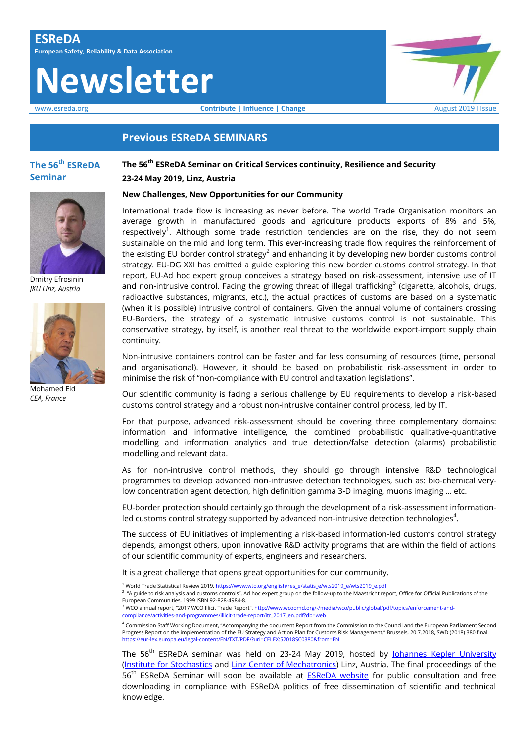# ESReDA

European Safety, Reliability & Data Association

# Newsletter

www.esreda.org

**Contribute | Influence | Change**

August 2019 l Issue

## Previous ESReDA SEMINARS

### The 56th ESReDA Seminar

Dmitry Efrosinin
*JKU Linz, Austria*

Mohamed Eid
*CEA, France*

**The 56th ESReDA Seminar on Critical Services continuity, Resilience and Security**

**23-24 May 2019, Linz, Austria**

**New Challenges, New Opportunities for our Community**

International trade flow is increasing as never before. The world Trade Organisation monitors an average growth in manufactured goods and agriculture products exports of 8% and 5%, respectively[1]. Although some trade restriction tendencies are on the rise, they do not seem sustainable on the mid and long term. This ever-increasing trade flow requires the reinforcement of the existing EU border control strategy[2] and enhancing it by developing new border customs control strategy. EU-DG XXI has emitted a guide exploring this new border customs control strategy. In that report, EU-Ad hoc expert group conceives a strategy based on risk-assessment, intensive use of IT and non-intrusive control. Facing the growing threat of illegal trafficking[3] (cigarette, alcohols, drugs, radioactive substances, migrants, etc.), the actual practices of customs are based on a systematic (when it is possible) intrusive control of containers. Given the annual volume of containers crossing EU-Borders, the strategy of a systematic intrusive customs control is not sustainable. This conservative strategy, by itself, is another real threat to the worldwide export-import supply chain continuity.

Non-intrusive containers control can be faster and far less consuming of resources (time, personal and organisational). However, it should be based on probabilistic risk-assessment in order to minimise the risk of “non-compliance with EU control and taxation legislations”.

Our scientific community is facing a serious challenge by EU requirements to develop a risk-based customs control strategy and a robust non-intrusive container control process, led by IT.

For that purpose, advanced risk-assessment should be covering three complementary domains: information and informative intelligence, the combined probabilistic qualitative-quantitative modelling and information analytics and true detection/false detection (alarms) probabilistic modelling and relevant data.

As for non-intrusive control methods, they should go through intensive R&D technological programmes to develop advanced non-intrusive detection technologies, such as: bio-chemical very-low concentration agent detection, high definition gamma 3-D imaging, muons imaging … etc.

EU-border protection should certainly go through the development of a risk-assessment information-led customs control strategy supported by advanced non-intrusive detection technologies[4].

The success of EU initiatives of implementing a risk-based information-led customs control strategy depends, amongst others, upon innovative R&D activity programs that are within the field of actions of our scientific community of experts, engineers and researchers.

It is a great challenge that opens great opportunities for our community.

[1] World Trade Statistical Review 2019. https://www.wto.org/english/res_e/statis_e/wts2019_e/wts2019_e.pdf

[2] “A guide to risk analysis and customs controls”. Ad hoc expert group on the follow-up to the Maastricht report, Office for Official Publications of the European Communities, 1999 ISBN 92-828-4984-8.

[3] WCO annual report, “2017 WCO Illicit Trade Report”. http://www.wcoomd.org/-/media/wco/public/global/pdf/topics/enforcement-and-compliance/activities-and-programmes/illicit-trade-report/itr_2017_en.pdf?db=web

[4] Commission Staff Working Document, “Accompanying the document Report from the Commission to the Council and the European Parliament Second Progress Report on the implementation of the EU Strategy and Action Plan for Customs Risk Management.” Brussels, 20.7.2018, SWD (2018) 380 final. https://eur-lex.europa.eu/legal-content/EN/TXT/PDF/?uri=CELEX:52018SC0380&from=EN

The 56th ESReDA seminar was held on 23-24 May 2019, hosted by Johannes Kepler University (Institute for Stochastics and Linz Center of Mechatronics) Linz, Austria. The final proceedings of the 56th ESReDA Seminar will soon be available at ESReDA website for public consultation and free downloading in compliance with ESReDA politics of free dissemination of scientific and technical knowledge.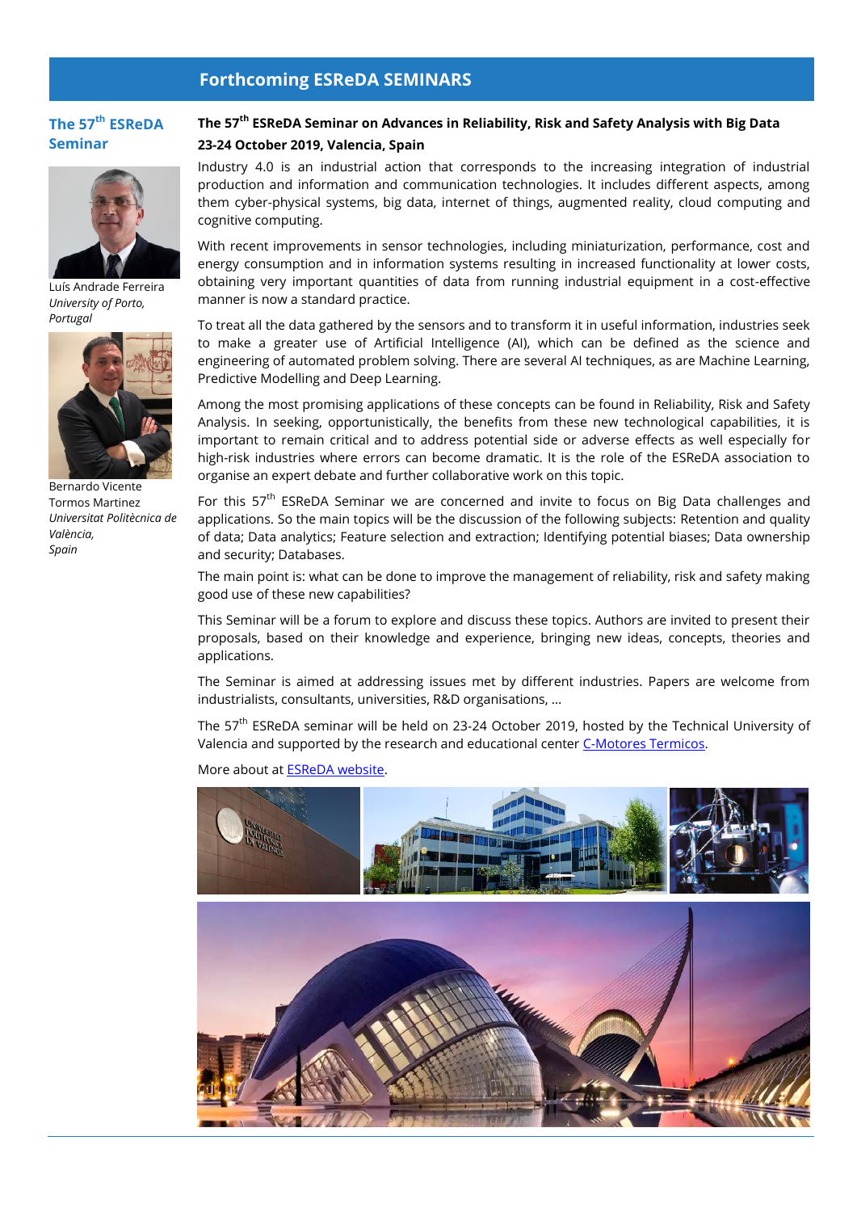## Forthcoming ESReDA SEMINARS

**The 57th ESReDA Seminar**

Luís Andrade Ferreira
*University of Porto, Portugal*

Bernardo Vicente Tormos Martinez
*Universitat Politècnica de València, Spain*

### The 57th ESReDA Seminar on Advances in Reliability, Risk and Safety Analysis with Big Data

**23-24 October 2019, Valencia, Spain**

Industry 4.0 is an industrial action that corresponds to the increasing integration of industrial production and information and communication technologies. It includes different aspects, among them cyber-physical systems, big data, internet of things, augmented reality, cloud computing and cognitive computing.

With recent improvements in sensor technologies, including miniaturization, performance, cost and energy consumption and in information systems resulting in increased functionality at lower costs, obtaining very important quantities of data from running industrial equipment in a cost-effective manner is now a standard practice.

To treat all the data gathered by the sensors and to transform it in useful information, industries seek to make a greater use of Artificial Intelligence (AI), which can be defined as the science and engineering of automated problem solving. There are several AI techniques, as are Machine Learning, Predictive Modelling and Deep Learning.

Among the most promising applications of these concepts can be found in Reliability, Risk and Safety Analysis. In seeking, opportunistically, the benefits from these new technological capabilities, it is important to remain critical and to address potential side or adverse effects as well especially for high-risk industries where errors can become dramatic. It is the role of the ESReDA association to organise an expert debate and further collaborative work on this topic.

For this 57th ESReDA Seminar we are concerned and invite to focus on Big Data challenges and applications. So the main topics will be the discussion of the following subjects: Retention and quality of data; Data analytics; Feature selection and extraction; Identifying potential biases; Data ownership and security; Databases.

The main point is: what can be done to improve the management of reliability, risk and safety making good use of these new capabilities?

This Seminar will be a forum to explore and discuss these topics. Authors are invited to present their proposals, based on their knowledge and experience, bringing new ideas, concepts, theories and applications.

The Seminar is aimed at addressing issues met by different industries. Papers are welcome from industrialists, consultants, universities, R&D organisations, …

The 57th ESReDA seminar will be held on 23-24 October 2019, hosted by the Technical University of Valencia and supported by the research and educational center C-Motores Termicos.

More about at ESReDA website.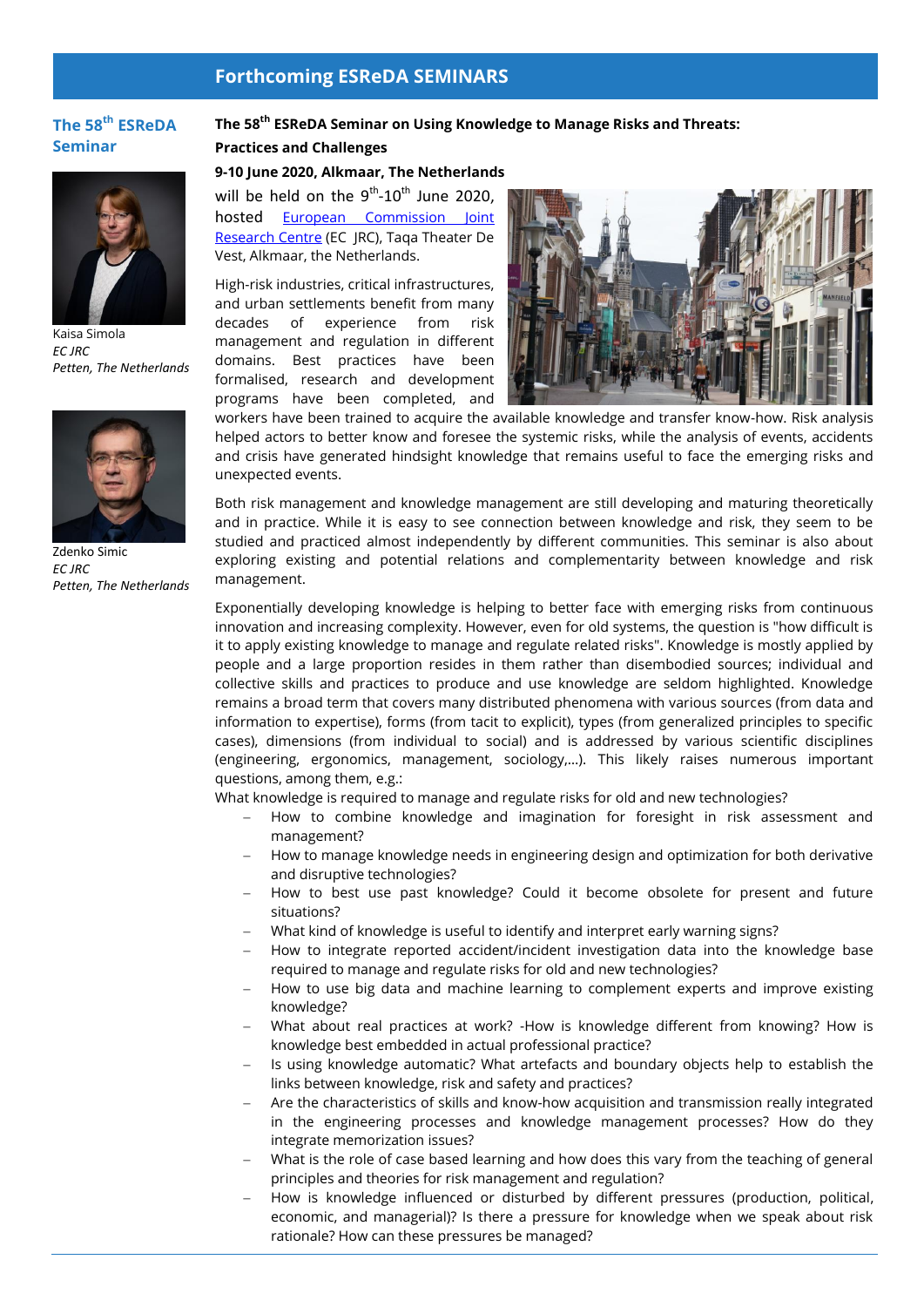## Forthcoming ESReDA SEMINARS

### The 58th ESReDA Seminar

Kaisa Simola
*EC JRC*
*Petten, The Netherlands*

Zdenko Simic
*EC JRC*
*Petten, The Netherlands*

**The 58th ESReDA Seminar on Using Knowledge to Manage Risks and Threats: Practices and Challenges**

**9-10 June 2020, Alkmaar, The Netherlands**

will be held on the 9th-10th June 2020, hosted European Commission Joint Research Centre (EC JRC), Taqa Theater De Vest, Alkmaar, the Netherlands.

High-risk industries, critical infrastructures, and urban settlements benefit from many decades of experience from risk management and regulation in different domains. Best practices have been formalised, research and development programs have been completed, and workers have been trained to acquire the available knowledge and transfer know-how. Risk analysis helped actors to better know and foresee the systemic risks, while the analysis of events, accidents and crisis have generated hindsight knowledge that remains useful to face the emerging risks and unexpected events.

Both risk management and knowledge management are still developing and maturing theoretically and in practice. While it is easy to see connection between knowledge and risk, they seem to be studied and practiced almost independently by different communities. This seminar is also about exploring existing and potential relations and complementarity between knowledge and risk management.

Exponentially developing knowledge is helping to better face with emerging risks from continuous innovation and increasing complexity. However, even for old systems, the question is "how difficult is it to apply existing knowledge to manage and regulate related risks". Knowledge is mostly applied by people and a large proportion resides in them rather than disembodied sources; individual and collective skills and practices to produce and use knowledge are seldom highlighted. Knowledge remains a broad term that covers many distributed phenomena with various sources (from data and information to expertise), forms (from tacit to explicit), types (from generalized principles to specific cases), dimensions (from individual to social) and is addressed by various scientific disciplines (engineering, ergonomics, management, sociology,...). This likely raises numerous important questions, among them, e.g.:

What knowledge is required to manage and regulate risks for old and new technologies?

- How to combine knowledge and imagination for foresight in risk assessment and management?
- How to manage knowledge needs in engineering design and optimization for both derivative and disruptive technologies?
- How to best use past knowledge? Could it become obsolete for present and future situations?
- What kind of knowledge is useful to identify and interpret early warning signs?
- How to integrate reported accident/incident investigation data into the knowledge base required to manage and regulate risks for old and new technologies?
- How to use big data and machine learning to complement experts and improve existing knowledge?
- What about real practices at work? -How is knowledge different from knowing? How is knowledge best embedded in actual professional practice?
- Is using knowledge automatic? What artefacts and boundary objects help to establish the links between knowledge, risk and safety and practices?
- Are the characteristics of skills and know-how acquisition and transmission really integrated in the engineering processes and knowledge management processes? How do they integrate memorization issues?
- What is the role of case based learning and how does this vary from the teaching of general principles and theories for risk management and regulation?
- How is knowledge influenced or disturbed by different pressures (production, political, economic, and managerial)? Is there a pressure for knowledge when we speak about risk rationale? How can these pressures be managed?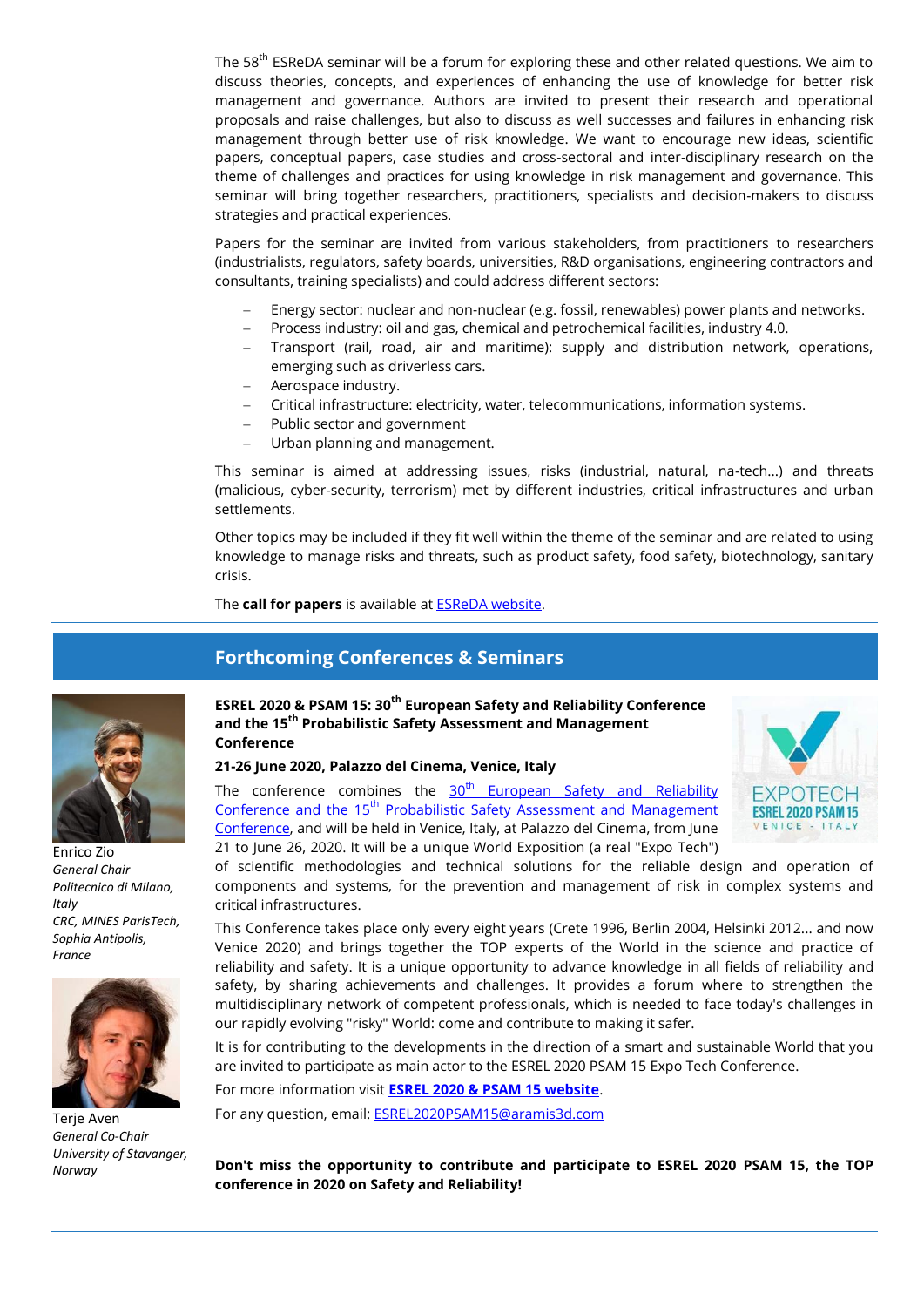The 58th ESReDA seminar will be a forum for exploring these and other related questions. We aim to discuss theories, concepts, and experiences of enhancing the use of knowledge for better risk management and governance. Authors are invited to present their research and operational proposals and raise challenges, but also to discuss as well successes and failures in enhancing risk management through better use of risk knowledge. We want to encourage new ideas, scientific papers, conceptual papers, case studies and cross-sectoral and inter-disciplinary research on the theme of challenges and practices for using knowledge in risk management and governance. This seminar will bring together researchers, practitioners, specialists and decision-makers to discuss strategies and practical experiences.

Papers for the seminar are invited from various stakeholders, from practitioners to researchers (industrialists, regulators, safety boards, universities, R&D organisations, engineering contractors and consultants, training specialists) and could address different sectors:

- Energy sector: nuclear and non-nuclear (e.g. fossil, renewables) power plants and networks.
- Process industry: oil and gas, chemical and petrochemical facilities, industry 4.0.
- Transport (rail, road, air and maritime): supply and distribution network, operations, emerging such as driverless cars.
- Aerospace industry.
- Critical infrastructure: electricity, water, telecommunications, information systems.
- Public sector and government
- Urban planning and management.

This seminar is aimed at addressing issues, risks (industrial, natural, na-tech...) and threats (malicious, cyber-security, terrorism) met by different industries, critical infrastructures and urban settlements.

Other topics may be included if they fit well within the theme of the seminar and are related to using knowledge to manage risks and threats, such as product safety, food safety, biotechnology, sanitary crisis.

The **call for papers** is available at ESReDA website.

## Forthcoming Conferences & Seminars

Enrico Zio
*General Chair*
*Politecnico di Milano, Italy*
*CRC, MINES ParisTech, Sophia Antipolis, France*

Terje Aven
*General Co-Chair*
*University of Stavanger, Norway*

### ESREL 2020 & PSAM 15: 30th European Safety and Reliability Conference and the 15th Probabilistic Safety Assessment and Management Conference

**21-26 June 2020, Palazzo del Cinema, Venice, Italy**

The conference combines the 30th European Safety and Reliability Conference and the 15th Probabilistic Safety Assessment and Management Conference, and will be held in Venice, Italy, at Palazzo del Cinema, from June 21 to June 26, 2020. It will be a unique World Exposition (a real "Expo Tech") of scientific methodologies and technical solutions for the reliable design and operation of components and systems, for the prevention and management of risk in complex systems and critical infrastructures.

This Conference takes place only every eight years (Crete 1996, Berlin 2004, Helsinki 2012... and now Venice 2020) and brings together the TOP experts of the World in the science and practice of reliability and safety. It is a unique opportunity to advance knowledge in all fields of reliability and safety, by sharing achievements and challenges. It provides a forum where to strengthen the multidisciplinary network of competent professionals, which is needed to face today's challenges in our rapidly evolving "risky" World: come and contribute to making it safer.

It is for contributing to the developments in the direction of a smart and sustainable World that you are invited to participate as main actor to the ESREL 2020 PSAM 15 Expo Tech Conference.

For more information visit **ESREL 2020 & PSAM 15 website**.

For any question, email: ESREL2020PSAM15@aramis3d.com

**Don't miss the opportunity to contribute and participate to ESREL 2020 PSAM 15, the TOP conference in 2020 on Safety and Reliability!**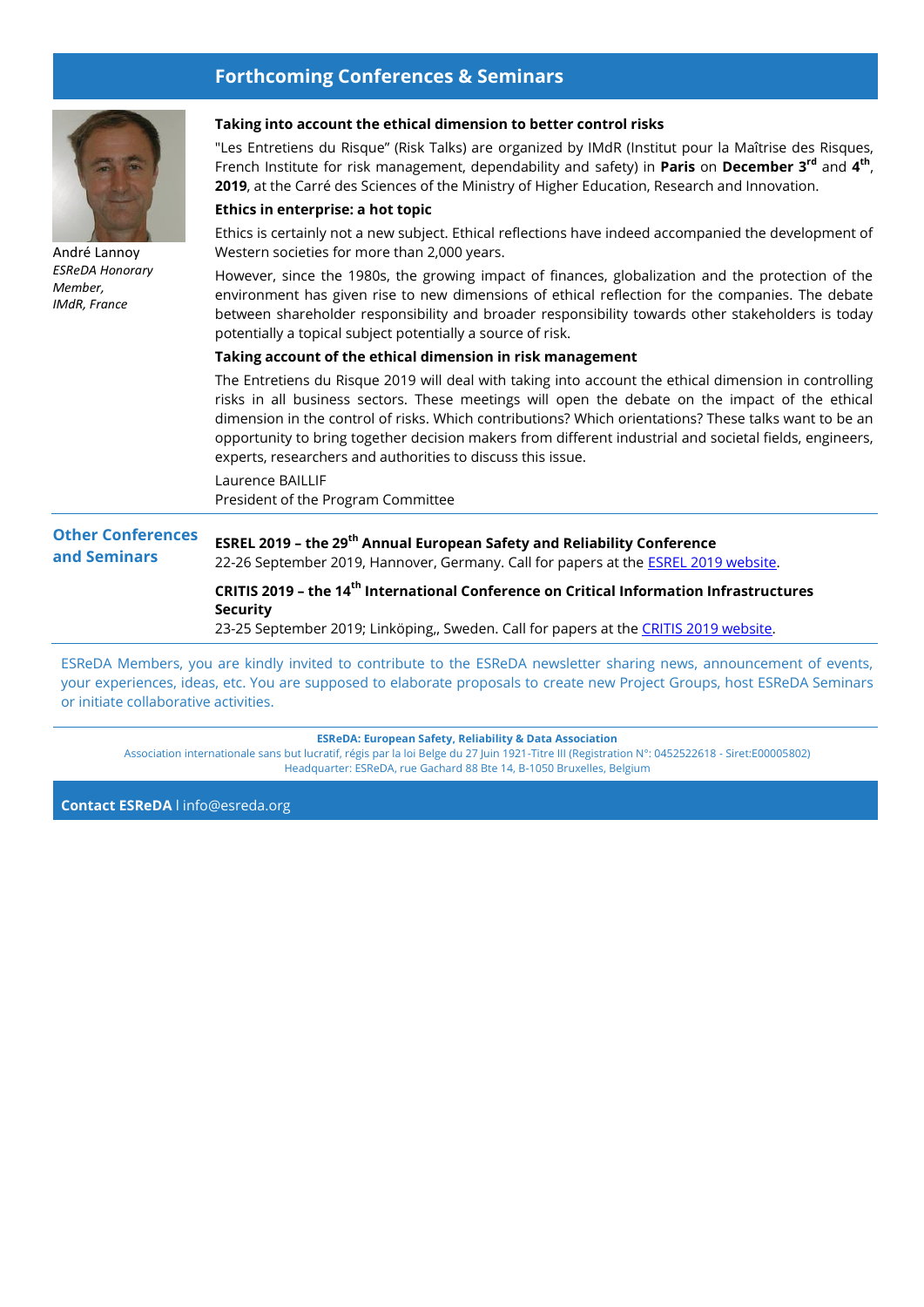## Forthcoming Conferences & Seminars

André Lannoy
*ESReDA Honorary Member,*
*IMdR, France*

**Taking into account the ethical dimension to better control risks**

"Les Entretiens du Risque" (Risk Talks) are organized by IMdR (Institut pour la Maîtrise des Risques, French Institute for risk management, dependability and safety) in **Paris** on **December 3rd** and **4th**, **2019**, at the Carré des Sciences of the Ministry of Higher Education, Research and Innovation.

**Ethics in enterprise: a hot topic**

Ethics is certainly not a new subject. Ethical reflections have indeed accompanied the development of Western societies for more than 2,000 years.

However, since the 1980s, the growing impact of finances, globalization and the protection of the environment has given rise to new dimensions of ethical reflection for the companies. The debate between shareholder responsibility and broader responsibility towards other stakeholders is today potentially a topical subject potentially a source of risk.

**Taking account of the ethical dimension in risk management**

The Entretiens du Risque 2019 will deal with taking into account the ethical dimension in controlling risks in all business sectors. These meetings will open the debate on the impact of the ethical dimension in the control of risks. Which contributions? Which orientations? These talks want to be an opportunity to bring together decision makers from different industrial and societal fields, engineers, experts, researchers and authorities to discuss this issue.

Laurence BAILLIF
President of the Program Committee

### Other Conferences and Seminars

**ESREL 2019 – the 29th Annual European Safety and Reliability Conference**
22-26 September 2019, Hannover, Germany. Call for papers at the ESREL 2019 website.

**CRITIS 2019 – the 14th International Conference on Critical Information Infrastructures Security**
23-25 September 2019; Linköping,, Sweden. Call for papers at the CRITIS 2019 website.

ESReDA Members, you are kindly invited to contribute to the ESReDA newsletter sharing news, announcement of events, your experiences, ideas, etc. You are supposed to elaborate proposals to create new Project Groups, host ESReDA Seminars or initiate collaborative activities.

**ESReDA: European Safety, Reliability & Data Association**
Association internationale sans but lucratif, régis par la loi Belge du 27 Juin 1921-Titre III (Registration N°: 0452522618 - Siret:E00005802)
Headquarter: ESReDA, rue Gachard 88 Bte 14, B-1050 Bruxelles, Belgium

**Contact ESReDA** I info@esreda.org